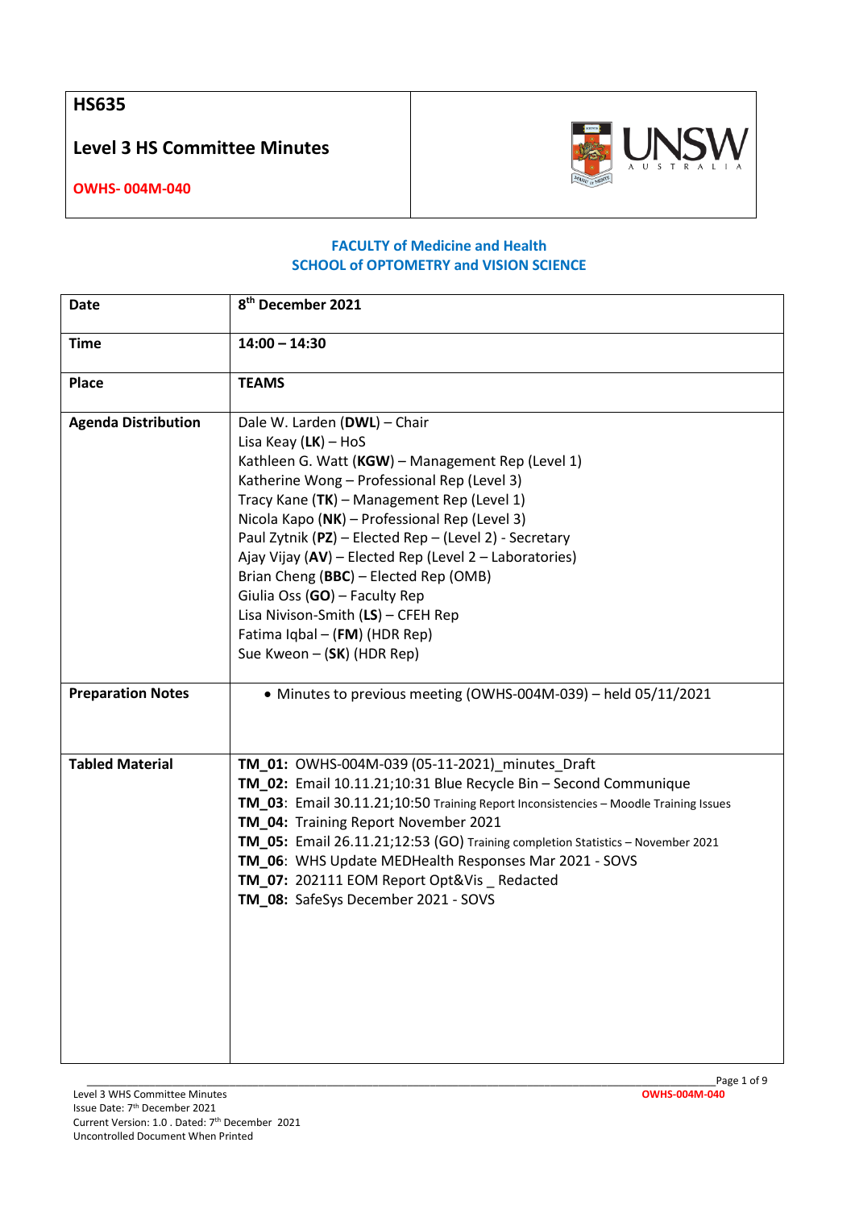# HS635

## Level 3 HS Committee Minutes

**OWHS- 004M-040**

**FACULTY of Medicine and Health**
**SCHOOL of OPTOMETRY and VISION SCIENCE**

| | |
|---|---|
| **Date** | **8th December 2021** |
| **Time** | **14:00 – 14:30** |
| **Place** | **TEAMS** |
| **Agenda Distribution** | Dale W. Larden (**DWL**) – Chair<br>Lisa Keay (**LK**) – HoS<br>Kathleen G. Watt (**KGW**) – Management Rep (Level 1)<br>Katherine Wong – Professional Rep (Level 3)<br>Tracy Kane (**TK**) – Management Rep (Level 1)<br>Nicola Kapo (**NK**) – Professional Rep (Level 3)<br>Paul Zytnik (**PZ**) – Elected Rep – (Level 2) - Secretary<br>Ajay Vijay (**AV**) – Elected Rep (Level 2 – Laboratories)<br>Brian Cheng (**BBC**) – Elected Rep (OMB)<br>Giulia Oss (**GO**) – Faculty Rep<br>Lisa Nivison-Smith (**LS**) – CFEH Rep<br>Fatima Iqbal – (**FM**) (HDR Rep)<br>Sue Kweon – (**SK**) (HDR Rep) |
| **Preparation Notes** | • Minutes to previous meeting (OWHS-004M-039) – held 05/11/2021 |
| **Tabled Material** | **TM_01:** OWHS-004M-039 (05-11-2021)_minutes_Draft<br>**TM_02:** Email 10.11.21;10:31 Blue Recycle Bin – Second Communique<br>**TM_03**: Email 30.11.21;10:50 Training Report Inconsistencies – Moodle Training Issues<br>**TM_04:** Training Report November 2021<br>**TM_05:** Email 26.11.21;12:53 (GO) Training completion Statistics – November 2021<br>**TM_06**: WHS Update MEDHealth Responses Mar 2021 - SOVS<br>**TM_07:** 202111 EOM Report Opt&Vis _ Redacted<br>**TM_08:** SafeSys December 2021 - SOVS |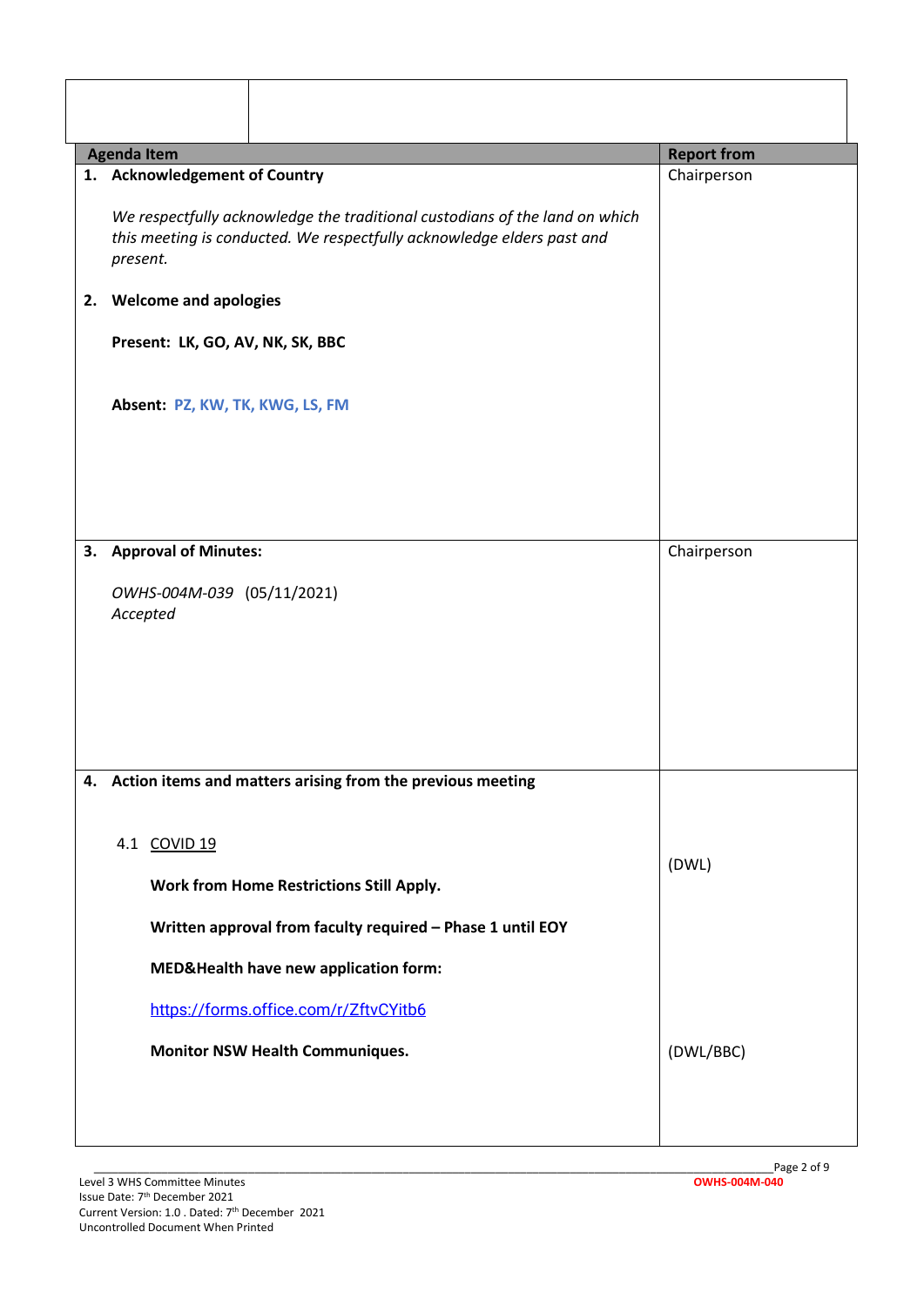| Agenda Item | Report from |
|---|---|
| **1. Acknowledgement of Country**<br><br>*We respectfully acknowledge the traditional custodians of the land on which this meeting is conducted. We respectfully acknowledge elders past and present.*<br><br>**2. Welcome and apologies**<br><br>**Present: LK, GO, AV, NK, SK, BBC**<br><br>**Absent: PZ, KW, TK, KWG, LS, FM** | Chairperson |
| **3. Approval of Minutes:**<br><br>*OWHS-004M-039* (05/11/2021)<br>*Accepted* | Chairperson |
| **4. Action items and matters arising from the previous meeting**<br><br>4.1 COVID 19<br><br>**Work from Home Restrictions Still Apply.**<br><br>**Written approval from faculty required – Phase 1 until EOY**<br><br>**MED&Health have new application form:**<br><br>https://forms.office.com/r/ZftvCYitb6<br><br>**Monitor NSW Health Communiques.** | (DWL)<br><br>(DWL/BBC) |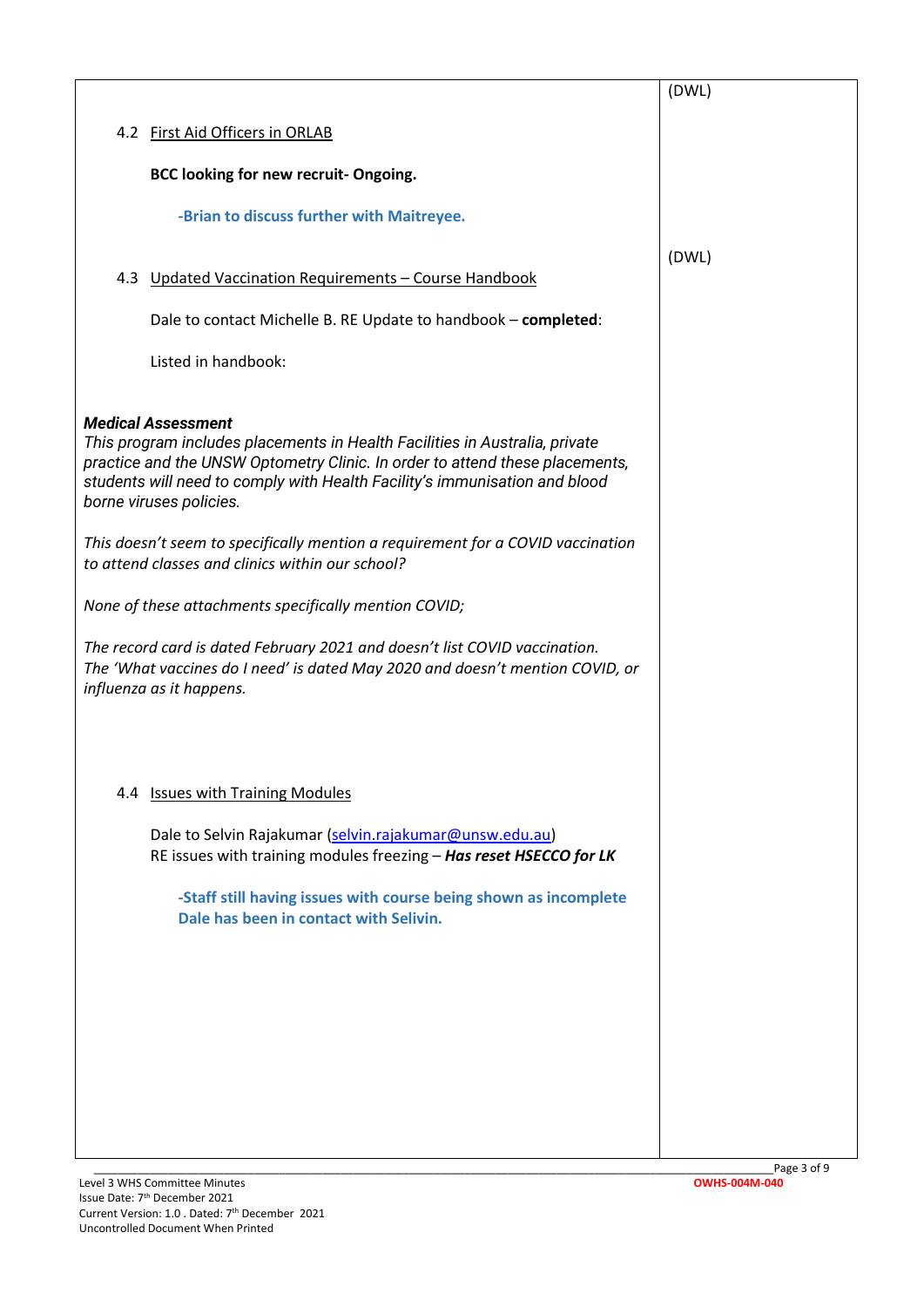| | |
|---|---|
| 4.2 First Aid Officers in ORLAB<br><br>**BCC looking for new recruit- Ongoing.**<br><br>**-Brian to discuss further with Maitreyee.**<br><br>4.3 Updated Vaccination Requirements – Course Handbook<br><br>Dale to contact Michelle B. RE Update to handbook – **completed**:<br><br>Listed in handbook:<br><br>***Medical Assessment***<br>*This program includes placements in Health Facilities in Australia, private practice and the UNSW Optometry Clinic. In order to attend these placements, students will need to comply with Health Facility's immunisation and blood borne viruses policies.*<br><br>*This doesn't seem to specifically mention a requirement for a COVID vaccination to attend classes and clinics within our school?*<br><br>*None of these attachments specifically mention COVID;*<br><br>*The record card is dated February 2021 and doesn't list COVID vaccination. The 'What vaccines do I need' is dated May 2020 and doesn't mention COVID, or influenza as it happens.*<br><br>4.4 Issues with Training Modules<br><br>Dale to Selvin Rajakumar (selvin.rajakumar@unsw.edu.au)<br>RE issues with training modules freezing – ***Has reset HSECCO for LK***<br><br>**-Staff still having issues with course being shown as incomplete Dale has been in contact with Selivin.** | (DWL)<br><br><br><br><br><br>(DWL) |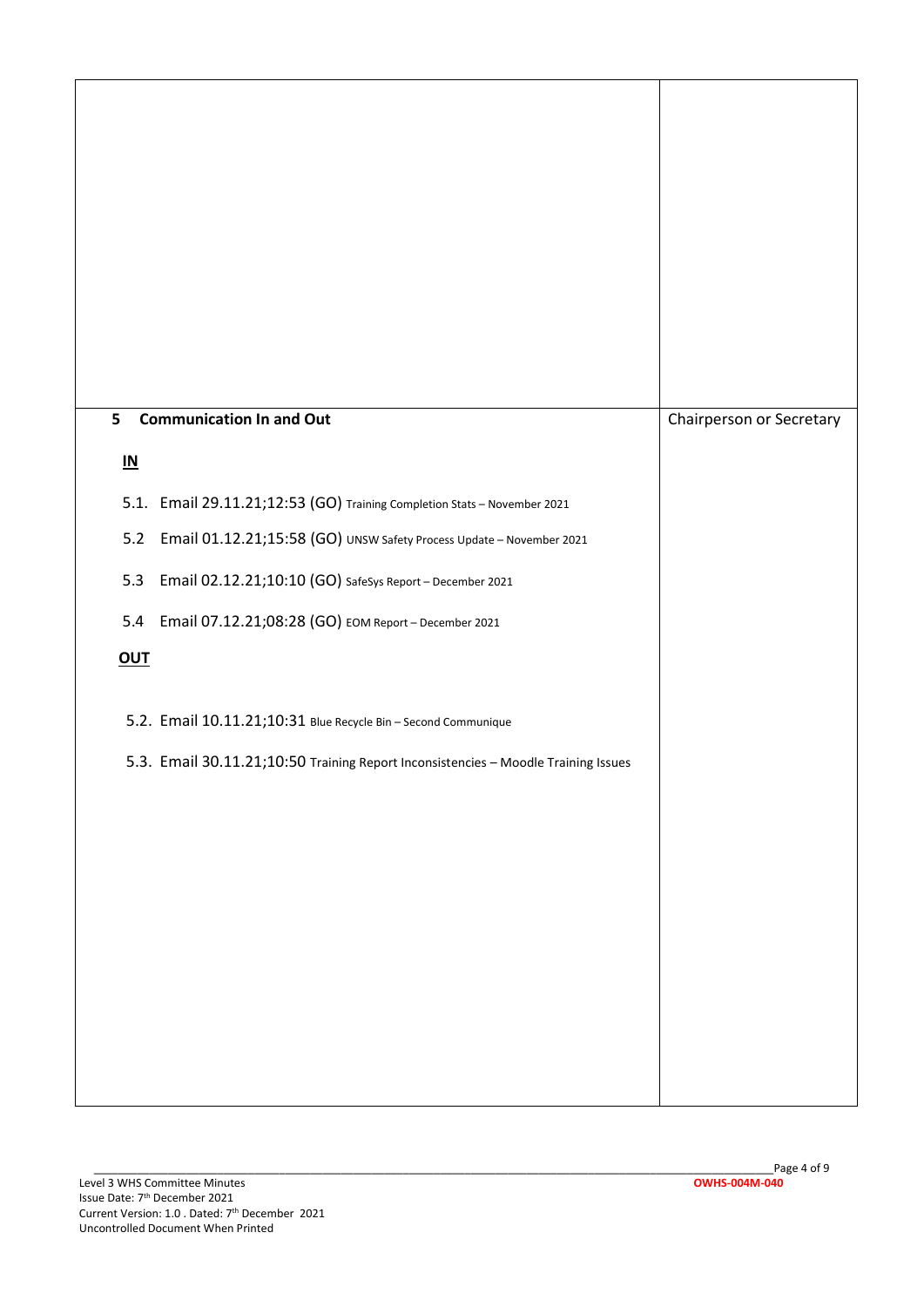| | |
|---|---|
| | |
| **5 Communication In and Out**<br><br>**IN**<br><br>5.1. Email 29.11.21;12:53 (GO) Training Completion Stats – November 2021<br><br>5.2 Email 01.12.21;15:58 (GO) UNSW Safety Process Update – November 2021<br><br>5.3 Email 02.12.21;10:10 (GO) SafeSys Report – December 2021<br><br>5.4 Email 07.12.21;08:28 (GO) EOM Report – December 2021<br><br>**OUT**<br><br>5.2. Email 10.11.21;10:31 Blue Recycle Bin – Second Communique<br><br>5.3. Email 30.11.21;10:50 Training Report Inconsistencies – Moodle Training Issues | Chairperson or Secretary |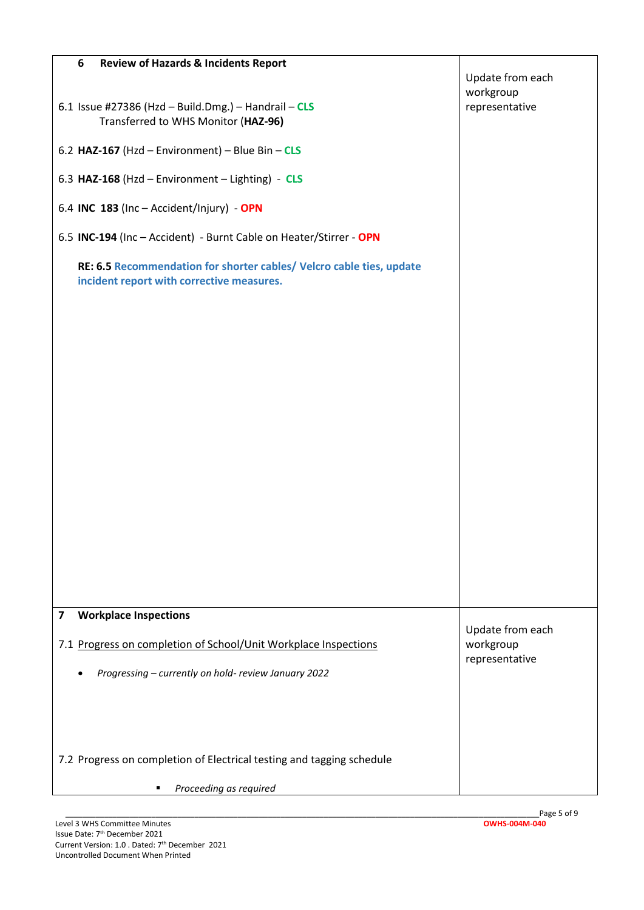| 6 **Review of Hazards & Incidents Report** | Update from each workgroup representative |
|---|---|
| 6.1 Issue #27386 (Hzd – Build.Dmg.) – Handrail – **CLS**<br>Transferred to WHS Monitor (**HAZ-96)**<br><br>6.2 **HAZ-167** (Hzd – Environment) – Blue Bin – **CLS**<br><br>6.3 **HAZ-168** (Hzd – Environment – Lighting) - **CLS**<br><br>6.4 **INC 183** (Inc – Accident/Injury) - **OPN**<br><br>6.5 **INC-194** (Inc – Accident) - Burnt Cable on Heater/Stirrer - **OPN**<br><br>**RE: 6.5 Recommendation for shorter cables/ Velcro cable ties, update incident report with corrective measures.** | |
| 7 **Workplace Inspections** | Update from each workgroup representative |
| 7.1 Progress on completion of School/Unit Workplace Inspections<br><br>• *Progressing – currently on hold- review January 2022*<br><br>7.2 Progress on completion of Electrical testing and tagging schedule<br><br>▪ *Proceeding as required* | |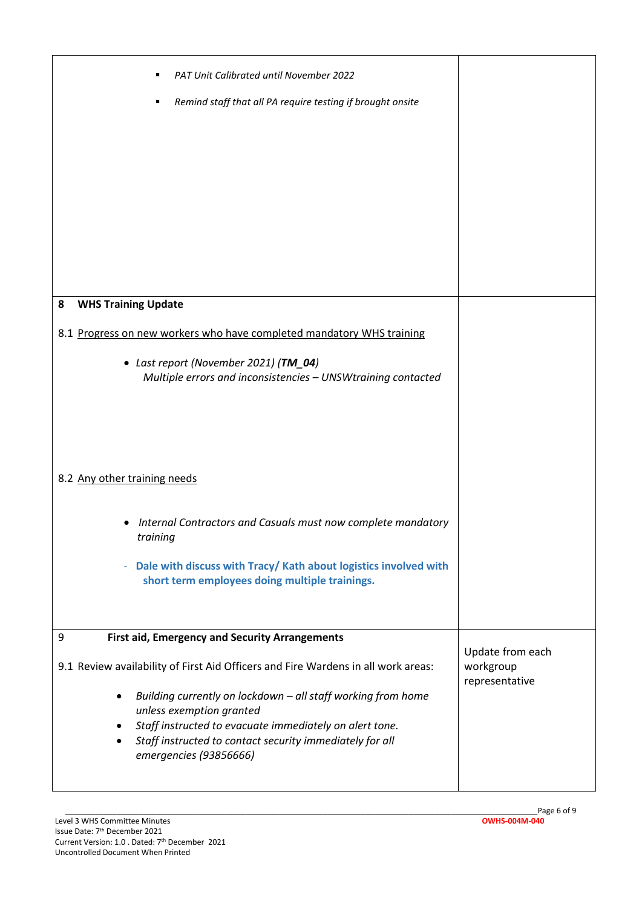| | |
|---|---|
| ▪ *PAT Unit Calibrated until November 2022*<br><br>▪ *Remind staff that all PA require testing if brought onsite* | |
| **8 WHS Training Update**<br><br>8.1 <u>Progress on new workers who have completed mandatory WHS training</u><br><br>• *Last report (November 2021) (**TM_04**)*<br>*Multiple errors and inconsistencies – UNSWtraining contacted*<br><br>8.2 <u>Any other training needs</u><br><br>• *Internal Contractors and Casuals must now complete mandatory training*<br><br>- **Dale with discuss with Tracy/ Kath about logistics involved with short term employees doing multiple trainings.** | |
| 9 **First aid, Emergency and Security Arrangements**<br><br>9.1 Review availability of First Aid Officers and Fire Wardens in all work areas:<br><br>• *Building currently on lockdown – all staff working from home unless exemption granted*<br>• *Staff instructed to evacuate immediately on alert tone.*<br>• *Staff instructed to contact security immediately for all emergencies (93856666)* | Update from each workgroup representative |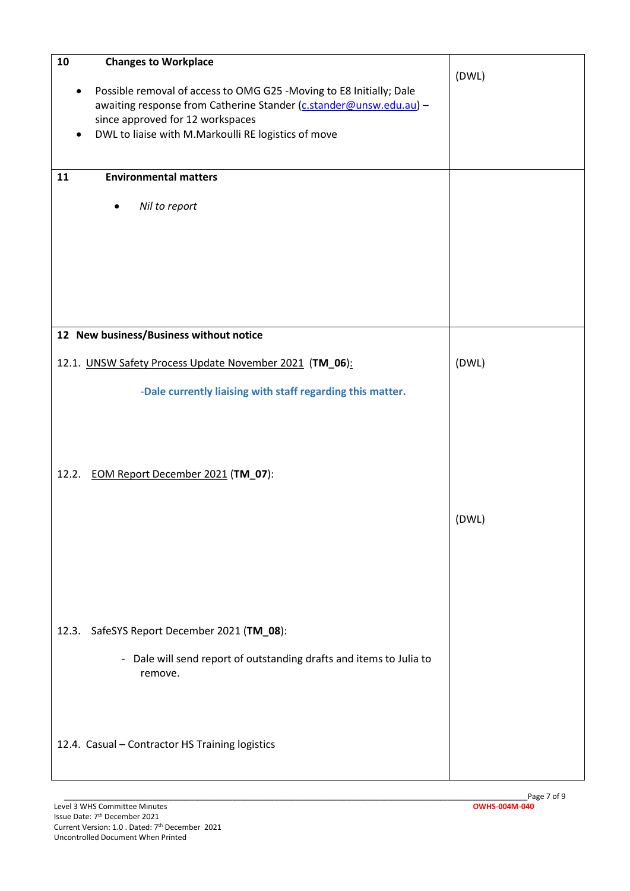| **10 Changes to Workplace**<br><br>- Possible removal of access to OMG G25 -Moving to E8 Initially; Dale awaiting response from Catherine Stander (c.stander@unsw.edu.au) – since approved for 12 workspaces<br>- DWL to liaise with M.Markoulli RE logistics of move | (DWL) |
|---|---|
| **11 Environmental matters**<br><br>- *Nil to report* | |
| **12 New business/Business without notice**<br><br>12.1. UNSW Safety Process Update November 2021 (**TM_06**):<br><br>**-Dale currently liaising with staff regarding this matter.**<br><br>12.2. EOM Report December 2021 (**TM_07**):<br><br>12.3. SafeSYS Report December 2021 (**TM_08**):<br><br>- Dale will send report of outstanding drafts and items to Julia to remove.<br><br>12.4. Casual – Contractor HS Training logistics | (DWL)<br><br>(DWL) |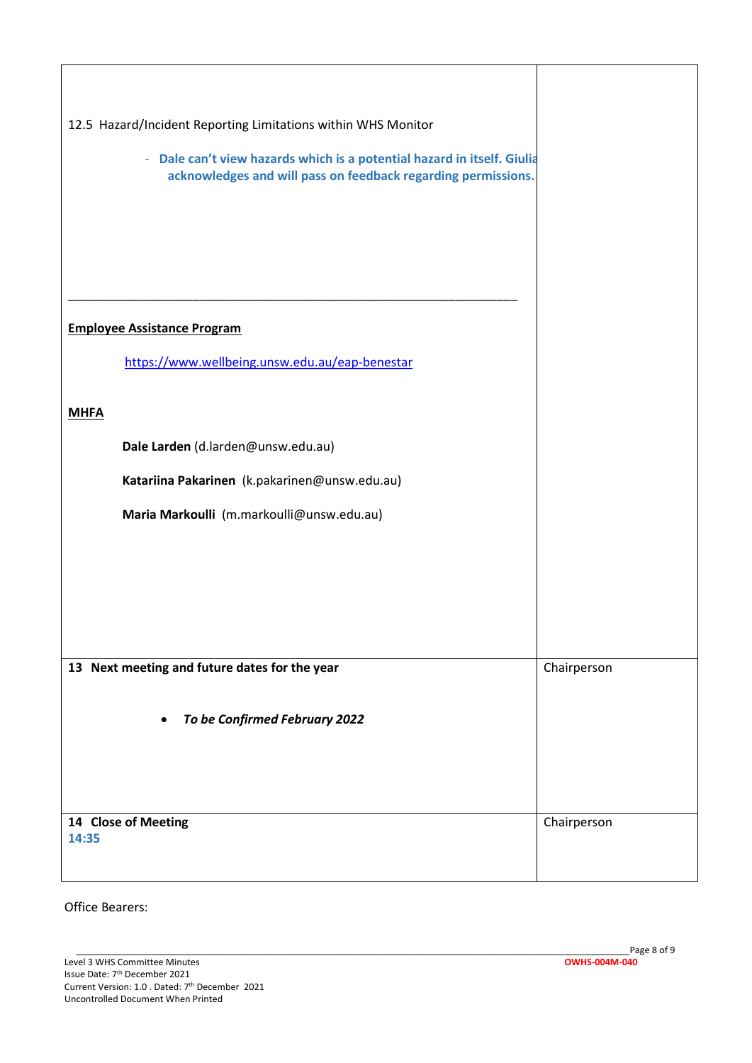| | |
|---|---|
| 12.5 Hazard/Incident Reporting Limitations within WHS Monitor<br><br>- **Dale can't view hazards which is a potential hazard in itself. Giulia acknowledges and will pass on feedback regarding permissions.**<br><br>\_\_\_\_\_\_\_\_\_\_\_\_\_\_\_\_\_\_\_\_\_\_\_\_\_\_\_\_\_\_\_\_\_\_\_\_\_\_\_\_\_\_\_\_\_\_\_\_\_\_\_\_\_\_\_\_\_\_\_\_<br><br>**Employee Assistance Program**<br><br>https://www.wellbeing.unsw.edu.au/eap-benestar<br><br>**MHFA**<br><br>**Dale Larden** (d.larden@unsw.edu.au)<br><br>**Katariina Pakarinen** (k.pakarinen@unsw.edu.au)<br><br>**Maria Markoulli** (m.markoulli@unsw.edu.au) | |
| **13 Next meeting and future dates for the year**<br><br>- ***To be Confirmed February 2022*** | Chairperson |
| **14 Close of Meeting**<br>**14:35** | Chairperson |

Office Bearers: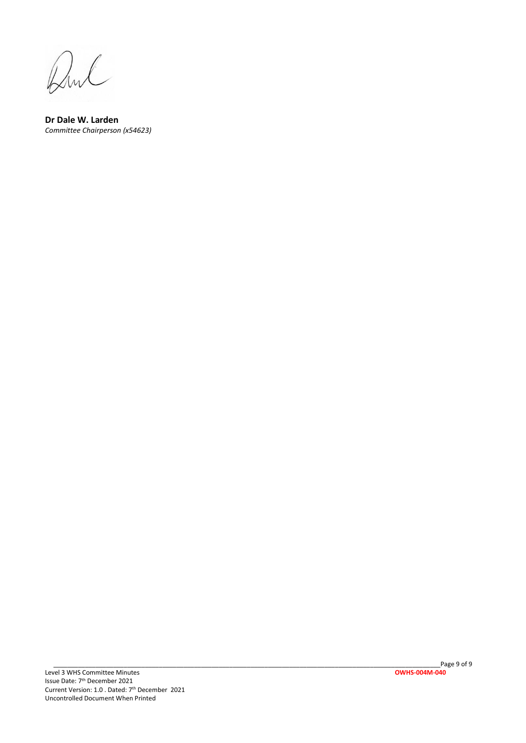**Dr Dale W. Larden**
*Committee Chairperson (x54623)*